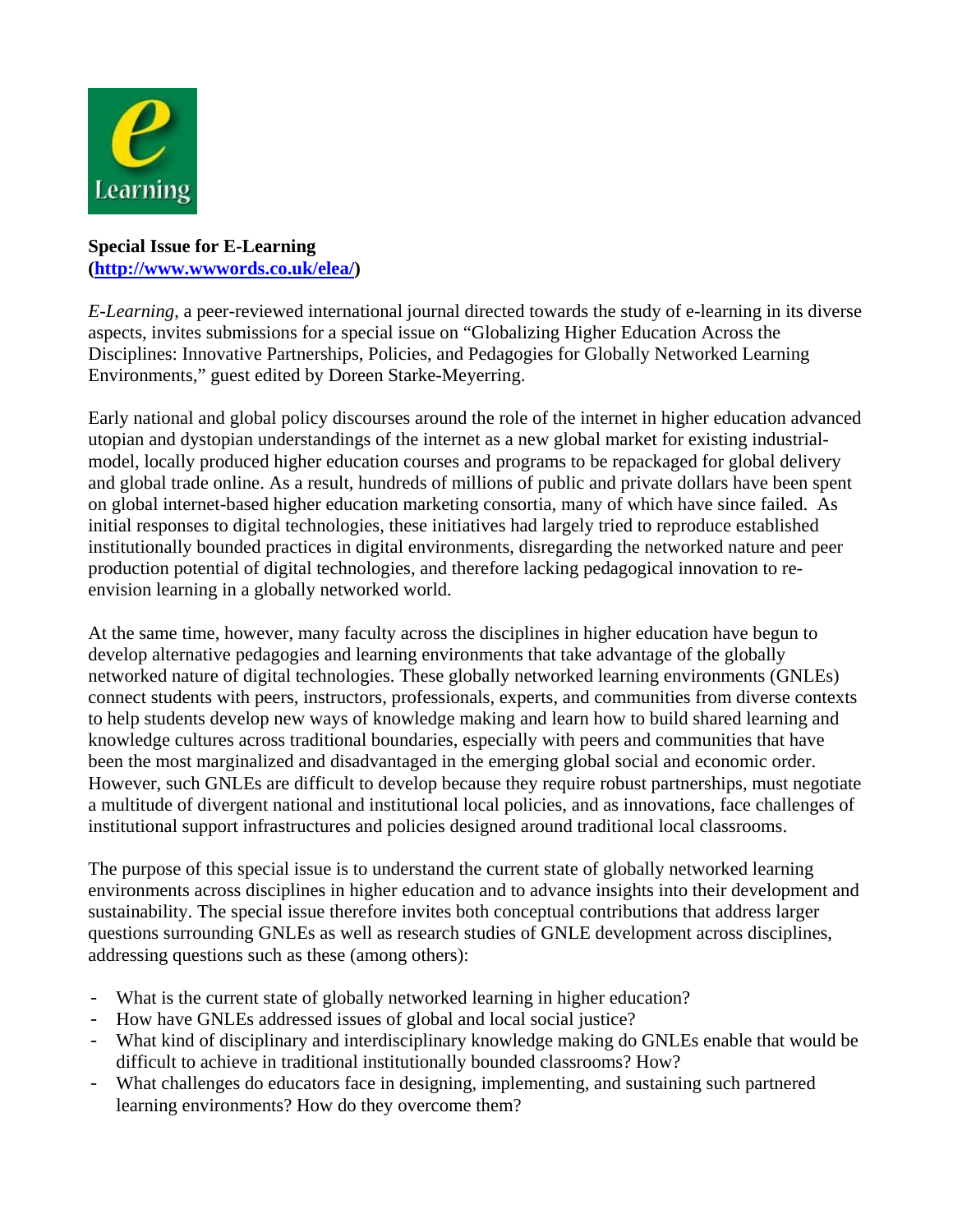**Special Issue for E-Learning**
**(http://www.wwwords.co.uk/elea/)**

*E-Learning*, a peer-reviewed international journal directed towards the study of e-learning in its diverse aspects, invites submissions for a special issue on "Globalizing Higher Education Across the Disciplines: Innovative Partnerships, Policies, and Pedagogies for Globally Networked Learning Environments," guest edited by Doreen Starke-Meyerring.

Early national and global policy discourses around the role of the internet in higher education advanced utopian and dystopian understandings of the internet as a new global market for existing industrial-model, locally produced higher education courses and programs to be repackaged for global delivery and global trade online. As a result, hundreds of millions of public and private dollars have been spent on global internet-based higher education marketing consortia, many of which have since failed. As initial responses to digital technologies, these initiatives had largely tried to reproduce established institutionally bounded practices in digital environments, disregarding the networked nature and peer production potential of digital technologies, and therefore lacking pedagogical innovation to re-envision learning in a globally networked world.

At the same time, however, many faculty across the disciplines in higher education have begun to develop alternative pedagogies and learning environments that take advantage of the globally networked nature of digital technologies. These globally networked learning environments (GNLEs) connect students with peers, instructors, professionals, experts, and communities from diverse contexts to help students develop new ways of knowledge making and learn how to build shared learning and knowledge cultures across traditional boundaries, especially with peers and communities that have been the most marginalized and disadvantaged in the emerging global social and economic order. However, such GNLEs are difficult to develop because they require robust partnerships, must negotiate a multitude of divergent national and institutional local policies, and as innovations, face challenges of institutional support infrastructures and policies designed around traditional local classrooms.

The purpose of this special issue is to understand the current state of globally networked learning environments across disciplines in higher education and to advance insights into their development and sustainability. The special issue therefore invites both conceptual contributions that address larger questions surrounding GNLEs as well as research studies of GNLE development across disciplines, addressing questions such as these (among others):

- What is the current state of globally networked learning in higher education?
- How have GNLEs addressed issues of global and local social justice?
- What kind of disciplinary and interdisciplinary knowledge making do GNLEs enable that would be difficult to achieve in traditional institutionally bounded classrooms? How?
- What challenges do educators face in designing, implementing, and sustaining such partnered learning environments? How do they overcome them?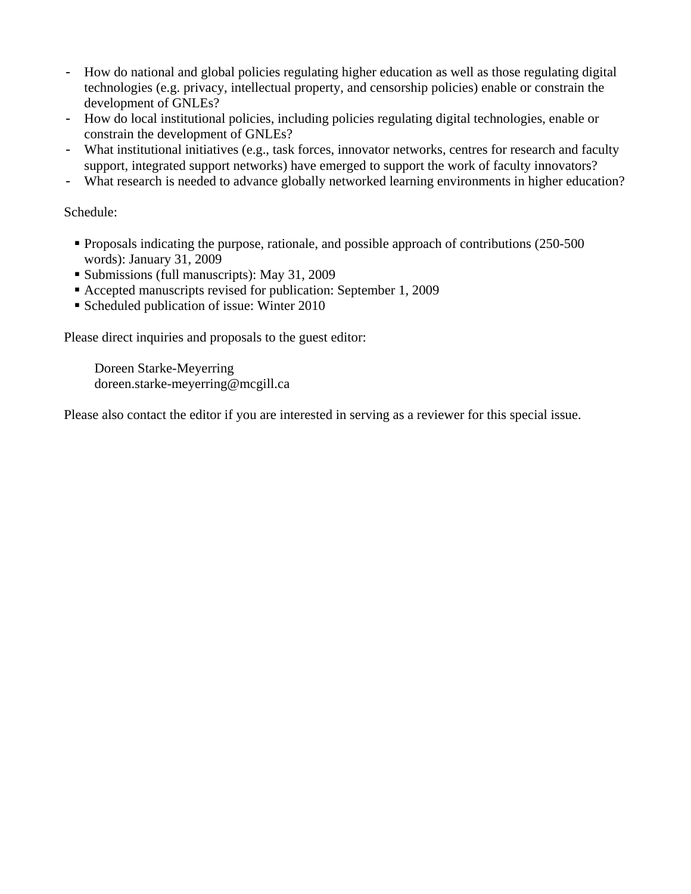- How do national and global policies regulating higher education as well as those regulating digital technologies (e.g. privacy, intellectual property, and censorship policies) enable or constrain the development of GNLEs?
- How do local institutional policies, including policies regulating digital technologies, enable or constrain the development of GNLEs?
- What institutional initiatives (e.g., task forces, innovator networks, centres for research and faculty support, integrated support networks) have emerged to support the work of faculty innovators?
- What research is needed to advance globally networked learning environments in higher education?

Schedule:

- Proposals indicating the purpose, rationale, and possible approach of contributions (250-500 words): January 31, 2009
- Submissions (full manuscripts): May 31, 2009
- Accepted manuscripts revised for publication: September 1, 2009
- Scheduled publication of issue: Winter 2010

Please direct inquiries and proposals to the guest editor:

Doreen Starke-Meyerring
doreen.starke-meyerring@mcgill.ca

Please also contact the editor if you are interested in serving as a reviewer for this special issue.